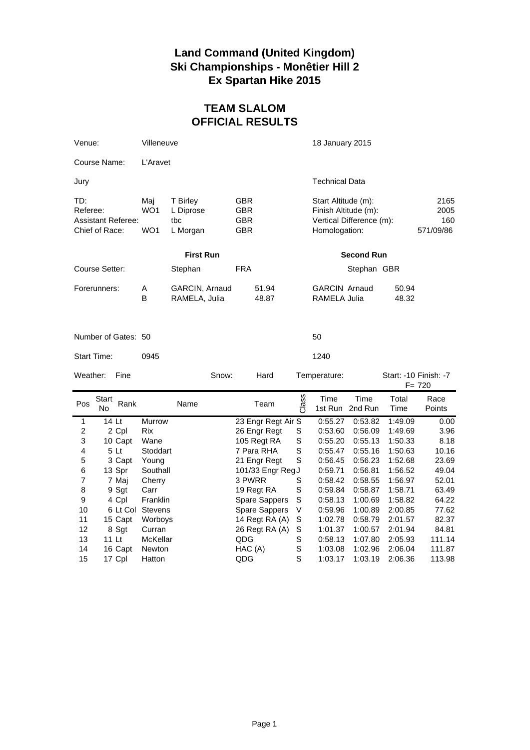# Land Command (United Kingdom)
# Ski Championships - Monêtier Hill 2
# Ex Spartan Hike 2015

## TEAM SLALOM
## OFFICIAL RESULTS

Venue: Villeneuve — 18 January 2015

Course Name: L'Aravet

| Jury | | | | Technical Data | |
|---|---|---|---|---|---|
| TD: | Maj | T Birley | GBR | Start Altitude (m): | 2165 |
| Referee: | WO1 | L Diprose | GBR | Finish Altitude (m): | 2005 |
| Assistant Referee: | | tbc | GBR | Vertical Difference (m): | 160 |
| Chief of Race: | WO1 | L Morgan | GBR | Homologation: | 571/09/86 |

| | | First Run | | Second Run | |
|---|---|---|---|---|---|
| Course Setter: | | Stephan | FRA | Stephan | GBR |
| Forerunners: | A | GARCIN, Arnaud | 51.94 | GARCIN Arnaud | 50.94 |
| | B | RAMELA, Julia | 48.87 | RAMELA Julia | 48.32 |

Number of Gates: 50 — 50

Start Time: 0945 — 1240

Weather: Fine — Snow: Hard — Temperature: Start: -10 Finish: -7

F= 720

| Pos | Start No | Rank | Name | Team | Class | Time 1st Run | Time 2nd Run | Total Time | Race Points |
|---|---|---|---|---|---|---|---|---|---|
| 1 | 14 | Lt | Murrow | 23 Engr Regt Air | S | 0:55.27 | 0:53.82 | 1:49.09 | 0.00 |
| 2 | 2 | Cpl | Rix | 26 Engr Regt | S | 0:53.60 | 0:56.09 | 1:49.69 | 3.96 |
| 3 | 10 | Capt | Wane | 105 Regt RA | S | 0:55.20 | 0:55.13 | 1:50.33 | 8.18 |
| 4 | 5 | Lt | Stoddart | 7 Para RHA | S | 0:55.47 | 0:55.16 | 1:50.63 | 10.16 |
| 5 | 3 | Capt | Young | 21 Engr Regt | S | 0:56.45 | 0:56.23 | 1:52.68 | 23.69 |
| 6 | 13 | Spr | Southall | 101/33 Engr Reg | J | 0:59.71 | 0:56.81 | 1:56.52 | 49.04 |
| 7 | 7 | Maj | Cherry | 3 PWRR | S | 0:58.42 | 0:58.55 | 1:56.97 | 52.01 |
| 8 | 9 | Sgt | Carr | 19 Regt RA | S | 0:59.84 | 0:58.87 | 1:58.71 | 63.49 |
| 9 | 4 | Cpl | Franklin | Spare Sappers | S | 0:58.13 | 1:00.69 | 1:58.82 | 64.22 |
| 10 | 6 | Lt Col | Stevens | Spare Sappers | V | 0:59.96 | 1:00.89 | 2:00.85 | 77.62 |
| 11 | 15 | Capt | Worboys | 14 Regt RA (A) | S | 1:02.78 | 0:58.79 | 2:01.57 | 82.37 |
| 12 | 8 | Sgt | Curran | 26 Regt RA (A) | S | 1:01.37 | 1:00.57 | 2:01.94 | 84.81 |
| 13 | 11 | Lt | McKellar | QDG | S | 0:58.13 | 1:07.80 | 2:05.93 | 111.14 |
| 14 | 16 | Capt | Newton | HAC (A) | S | 1:03.08 | 1:02.96 | 2:06.04 | 111.87 |
| 15 | 17 | Cpl | Hatton | QDG | S | 1:03.17 | 1:03.19 | 2:06.36 | 113.98 |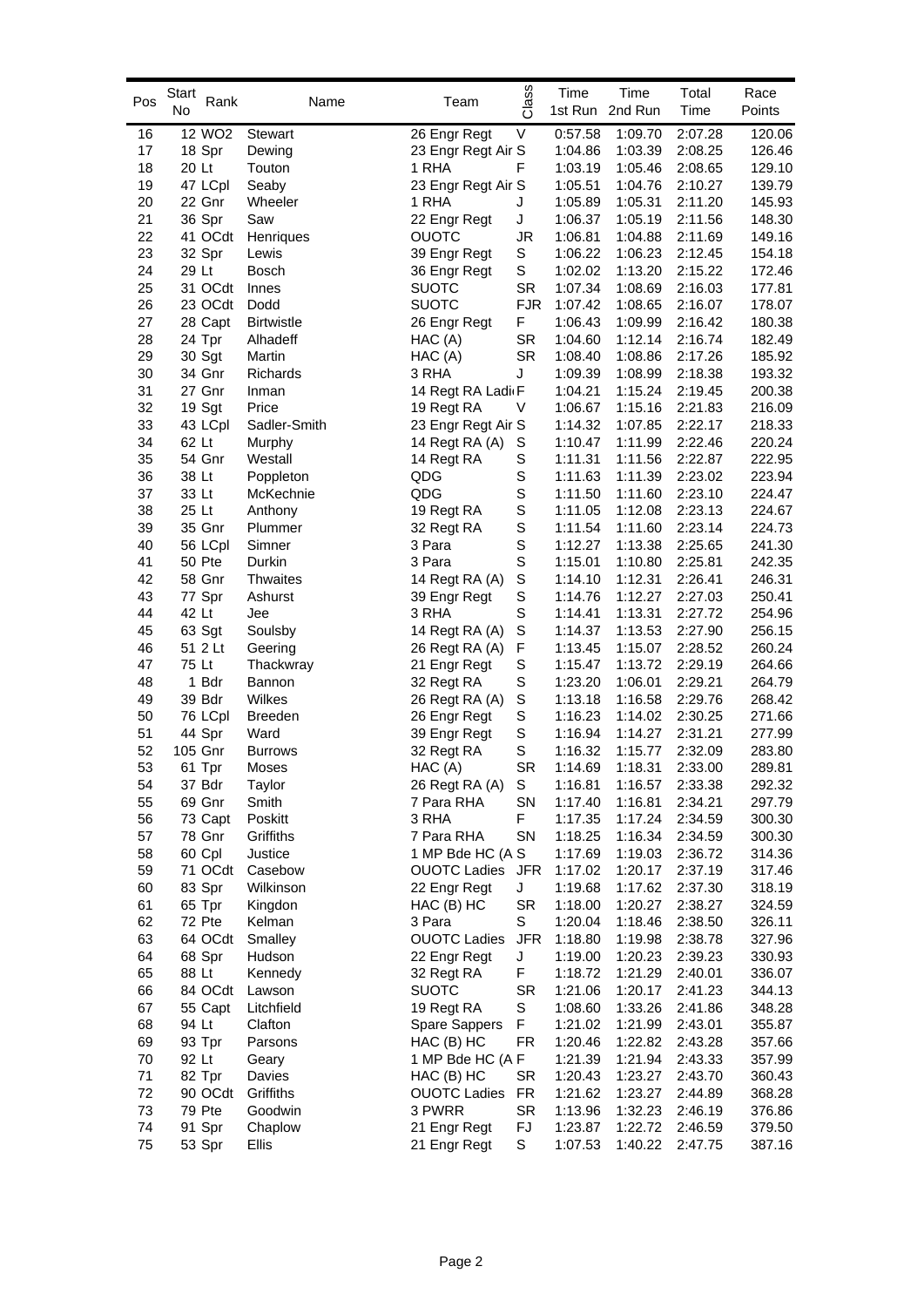| Pos | Start No | Rank | Name | Team | Class | Time 1st Run | Time 2nd Run | Total Time | Race Points |
|---|---|---|---|---|---|---|---|---|---|
| 16 | 12 | WO2 | Stewart | 26 Engr Regt | V | 0:57.58 | 1:09.70 | 2:07.28 | 120.06 |
| 17 | 18 | Spr | Dewing | 23 Engr Regt Air | S | 1:04.86 | 1:03.39 | 2:08.25 | 126.46 |
| 18 | 20 | Lt | Touton | 1 RHA | F | 1:03.19 | 1:05.46 | 2:08.65 | 129.10 |
| 19 | 47 | LCpl | Seaby | 23 Engr Regt Air | S | 1:05.51 | 1:04.76 | 2:10.27 | 139.79 |
| 20 | 22 | Gnr | Wheeler | 1 RHA | J | 1:05.89 | 1:05.31 | 2:11.20 | 145.93 |
| 21 | 36 | Spr | Saw | 22 Engr Regt | J | 1:06.37 | 1:05.19 | 2:11.56 | 148.30 |
| 22 | 41 | OCdt | Henriques | OUOTC | JR | 1:06.81 | 1:04.88 | 2:11.69 | 149.16 |
| 23 | 32 | Spr | Lewis | 39 Engr Regt | S | 1:06.22 | 1:06.23 | 2:12.45 | 154.18 |
| 24 | 29 | Lt | Bosch | 36 Engr Regt | S | 1:02.02 | 1:13.20 | 2:15.22 | 172.46 |
| 25 | 31 | OCdt | Innes | SUOTC | SR | 1:07.34 | 1:08.69 | 2:16.03 | 177.81 |
| 26 | 23 | OCdt | Dodd | SUOTC | FJR | 1:07.42 | 1:08.65 | 2:16.07 | 178.07 |
| 27 | 28 | Capt | Birtwistle | 26 Engr Regt | F | 1:06.43 | 1:09.99 | 2:16.42 | 180.38 |
| 28 | 24 | Tpr | Alhadeff | HAC (A) | SR | 1:04.60 | 1:12.14 | 2:16.74 | 182.49 |
| 29 | 30 | Sgt | Martin | HAC (A) | SR | 1:08.40 | 1:08.86 | 2:17.26 | 185.92 |
| 30 | 34 | Gnr | Richards | 3 RHA | J | 1:09.39 | 1:08.99 | 2:18.38 | 193.32 |
| 31 | 27 | Gnr | Inman | 14 Regt RA Ladi | F | 1:04.21 | 1:15.24 | 2:19.45 | 200.38 |
| 32 | 19 | Sgt | Price | 19 Regt RA | V | 1:06.67 | 1:15.16 | 2:21.83 | 216.09 |
| 33 | 43 | LCpl | Sadler-Smith | 23 Engr Regt Air | S | 1:14.32 | 1:07.85 | 2:22.17 | 218.33 |
| 34 | 62 | Lt | Murphy | 14 Regt RA (A) | S | 1:10.47 | 1:11.99 | 2:22.46 | 220.24 |
| 35 | 54 | Gnr | Westall | 14 Regt RA | S | 1:11.31 | 1:11.56 | 2:22.87 | 222.95 |
| 36 | 38 | Lt | Poppleton | QDG | S | 1:11.63 | 1:11.39 | 2:23.02 | 223.94 |
| 37 | 33 | Lt | McKechnie | QDG | S | 1:11.50 | 1:11.60 | 2:23.10 | 224.47 |
| 38 | 25 | Lt | Anthony | 19 Regt RA | S | 1:11.05 | 1:12.08 | 2:23.13 | 224.67 |
| 39 | 35 | Gnr | Plummer | 32 Regt RA | S | 1:11.54 | 1:11.60 | 2:23.14 | 224.73 |
| 40 | 56 | LCpl | Simner | 3 Para | S | 1:12.27 | 1:13.38 | 2:25.65 | 241.30 |
| 41 | 50 | Pte | Durkin | 3 Para | S | 1:15.01 | 1:10.80 | 2:25.81 | 242.35 |
| 42 | 58 | Gnr | Thwaites | 14 Regt RA (A) | S | 1:14.10 | 1:12.31 | 2:26.41 | 246.31 |
| 43 | 77 | Spr | Ashurst | 39 Engr Regt | S | 1:14.76 | 1:12.27 | 2:27.03 | 250.41 |
| 44 | 42 | Lt | Jee | 3 RHA | S | 1:14.41 | 1:13.31 | 2:27.72 | 254.96 |
| 45 | 63 | Sgt | Soulsby | 14 Regt RA (A) | S | 1:14.37 | 1:13.53 | 2:27.90 | 256.15 |
| 46 | 51 | 2 Lt | Geering | 26 Regt RA (A) | F | 1:13.45 | 1:15.07 | 2:28.52 | 260.24 |
| 47 | 75 | Lt | Thackwray | 21 Engr Regt | S | 1:15.47 | 1:13.72 | 2:29.19 | 264.66 |
| 48 | 1 | Bdr | Bannon | 32 Regt RA | S | 1:23.20 | 1:06.01 | 2:29.21 | 264.79 |
| 49 | 39 | Bdr | Wilkes | 26 Regt RA (A) | S | 1:13.18 | 1:16.58 | 2:29.76 | 268.42 |
| 50 | 76 | LCpl | Breeden | 26 Engr Regt | S | 1:16.23 | 1:14.02 | 2:30.25 | 271.66 |
| 51 | 44 | Spr | Ward | 39 Engr Regt | S | 1:16.94 | 1:14.27 | 2:31.21 | 277.99 |
| 52 | 105 | Gnr | Burrows | 32 Regt RA | S | 1:16.32 | 1:15.77 | 2:32.09 | 283.80 |
| 53 | 61 | Tpr | Moses | HAC (A) | SR | 1:14.69 | 1:18.31 | 2:33.00 | 289.81 |
| 54 | 37 | Bdr | Taylor | 26 Regt RA (A) | S | 1:16.81 | 1:16.57 | 2:33.38 | 292.32 |
| 55 | 69 | Gnr | Smith | 7 Para RHA | SN | 1:17.40 | 1:16.81 | 2:34.21 | 297.79 |
| 56 | 73 | Capt | Poskitt | 3 RHA | F | 1:17.35 | 1:17.24 | 2:34.59 | 300.30 |
| 57 | 78 | Gnr | Griffiths | 7 Para RHA | SN | 1:18.25 | 1:16.34 | 2:34.59 | 300.30 |
| 58 | 60 | Cpl | Justice | 1 MP Bde HC (A | S | 1:17.69 | 1:19.03 | 2:36.72 | 314.36 |
| 59 | 71 | OCdt | Casebow | OUOTC Ladies | JFR | 1:17.02 | 1:20.17 | 2:37.19 | 317.46 |
| 60 | 83 | Spr | Wilkinson | 22 Engr Regt | J | 1:19.68 | 1:17.62 | 2:37.30 | 318.19 |
| 61 | 65 | Tpr | Kingdon | HAC (B) HC | SR | 1:18.00 | 1:20.27 | 2:38.27 | 324.59 |
| 62 | 72 | Pte | Kelman | 3 Para | S | 1:20.04 | 1:18.46 | 2:38.50 | 326.11 |
| 63 | 64 | OCdt | Smalley | OUOTC Ladies | JFR | 1:18.80 | 1:19.98 | 2:38.78 | 327.96 |
| 64 | 68 | Spr | Hudson | 22 Engr Regt | J | 1:19.00 | 1:20.23 | 2:39.23 | 330.93 |
| 65 | 88 | Lt | Kennedy | 32 Regt RA | F | 1:18.72 | 1:21.29 | 2:40.01 | 336.07 |
| 66 | 84 | OCdt | Lawson | SUOTC | SR | 1:21.06 | 1:20.17 | 2:41.23 | 344.13 |
| 67 | 55 | Capt | Litchfield | 19 Regt RA | S | 1:08.60 | 1:33.26 | 2:41.86 | 348.28 |
| 68 | 94 | Lt | Clafton | Spare Sappers | F | 1:21.02 | 1:21.99 | 2:43.01 | 355.87 |
| 69 | 93 | Tpr | Parsons | HAC (B) HC | FR | 1:20.46 | 1:22.82 | 2:43.28 | 357.66 |
| 70 | 92 | Lt | Geary | 1 MP Bde HC (A | F | 1:21.39 | 1:21.94 | 2:43.33 | 357.99 |
| 71 | 82 | Tpr | Davies | HAC (B) HC | SR | 1:20.43 | 1:23.27 | 2:43.70 | 360.43 |
| 72 | 90 | OCdt | Griffiths | OUOTC Ladies | FR | 1:21.62 | 1:23.27 | 2:44.89 | 368.28 |
| 73 | 79 | Pte | Goodwin | 3 PWRR | SR | 1:13.96 | 1:32.23 | 2:46.19 | 376.86 |
| 74 | 91 | Spr | Chaplow | 21 Engr Regt | FJ | 1:23.87 | 1:22.72 | 2:46.59 | 379.50 |
| 75 | 53 | Spr | Ellis | 21 Engr Regt | S | 1:07.53 | 1:40.22 | 2:47.75 | 387.16 |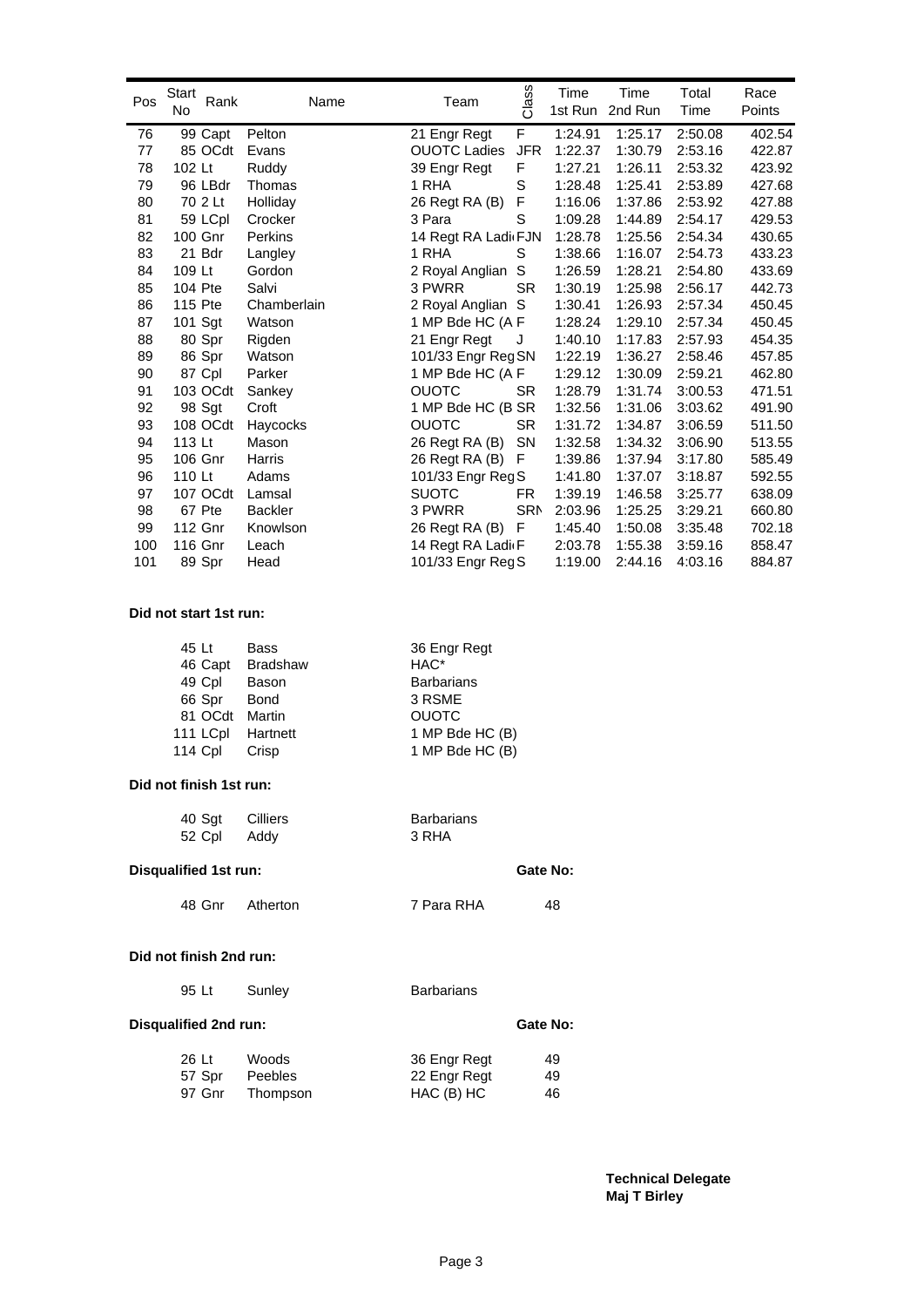| Pos | Start No | Rank | Name | Team | Class | Time 1st Run | Time 2nd Run | Total Time | Race Points |
|---|---|---|---|---|---|---|---|---|---|
| 76 | 99 | Capt | Pelton | 21 Engr Regt | F | 1:24.91 | 1:25.17 | 2:50.08 | 402.54 |
| 77 | 85 | OCdt | Evans | OUOTC Ladies | JFR | 1:22.37 | 1:30.79 | 2:53.16 | 422.87 |
| 78 | 102 | Lt | Ruddy | 39 Engr Regt | F | 1:27.21 | 1:26.11 | 2:53.32 | 423.92 |
| 79 | 96 | LBdr | Thomas | 1 RHA | S | 1:28.48 | 1:25.41 | 2:53.89 | 427.68 |
| 80 | 70 | 2 Lt | Holliday | 26 Regt RA (B) | F | 1:16.06 | 1:37.86 | 2:53.92 | 427.88 |
| 81 | 59 | LCpl | Crocker | 3 Para | S | 1:09.28 | 1:44.89 | 2:54.17 | 429.53 |
| 82 | 100 | Gnr | Perkins | 14 Regt RA Ladi | FJN | 1:28.78 | 1:25.56 | 2:54.34 | 430.65 |
| 83 | 21 | Bdr | Langley | 1 RHA | S | 1:38.66 | 1:16.07 | 2:54.73 | 433.23 |
| 84 | 109 | Lt | Gordon | 2 Royal Anglian | S | 1:26.59 | 1:28.21 | 2:54.80 | 433.69 |
| 85 | 104 | Pte | Salvi | 3 PWRR | SR | 1:30.19 | 1:25.98 | 2:56.17 | 442.73 |
| 86 | 115 | Pte | Chamberlain | 2 Royal Anglian | S | 1:30.41 | 1:26.93 | 2:57.34 | 450.45 |
| 87 | 101 | Sgt | Watson | 1 MP Bde HC (A | F | 1:28.24 | 1:29.10 | 2:57.34 | 450.45 |
| 88 | 80 | Spr | Rigden | 21 Engr Regt | J | 1:40.10 | 1:17.83 | 2:57.93 | 454.35 |
| 89 | 86 | Spr | Watson | 101/33 Engr Reg | SN | 1:22.19 | 1:36.27 | 2:58.46 | 457.85 |
| 90 | 87 | Cpl | Parker | 1 MP Bde HC (A | F | 1:29.12 | 1:30.09 | 2:59.21 | 462.80 |
| 91 | 103 | OCdt | Sankey | OUOTC | SR | 1:28.79 | 1:31.74 | 3:00.53 | 471.51 |
| 92 | 98 | Sgt | Croft | 1 MP Bde HC (B | SR | 1:32.56 | 1:31.06 | 3:03.62 | 491.90 |
| 93 | 108 | OCdt | Haycocks | OUOTC | SR | 1:31.72 | 1:34.87 | 3:06.59 | 511.50 |
| 94 | 113 | Lt | Mason | 26 Regt RA (B) | SN | 1:32.58 | 1:34.32 | 3:06.90 | 513.55 |
| 95 | 106 | Gnr | Harris | 26 Regt RA (B) | F | 1:39.86 | 1:37.94 | 3:17.80 | 585.49 |
| 96 | 110 | Lt | Adams | 101/33 Engr Reg | S | 1:41.80 | 1:37.07 | 3:18.87 | 592.55 |
| 97 | 107 | OCdt | Lamsal | SUOTC | FR | 1:39.19 | 1:46.58 | 3:25.77 | 638.09 |
| 98 | 67 | Pte | Backler | 3 PWRR | SRN | 2:03.96 | 1:25.25 | 3:29.21 | 660.80 |
| 99 | 112 | Gnr | Knowlson | 26 Regt RA (B) | F | 1:45.40 | 1:50.08 | 3:35.48 | 702.18 |
| 100 | 116 | Gnr | Leach | 14 Regt RA Ladi | F | 2:03.78 | 1:55.38 | 3:59.16 | 858.47 |
| 101 | 89 | Spr | Head | 101/33 Engr Reg | S | 1:19.00 | 2:44.16 | 4:03.16 | 884.87 |

**Did not start 1st run:**

| | | | |
|---|---|---|---|
| 45 | Lt | Bass | 36 Engr Regt |
| 46 | Capt | Bradshaw | HAC* |
| 49 | Cpl | Bason | Barbarians |
| 66 | Spr | Bond | 3 RSME |
| 81 | OCdt | Martin | OUOTC |
| 111 | LCpl | Hartnett | 1 MP Bde HC (B) |
| 114 | Cpl | Crisp | 1 MP Bde HC (B) |

**Did not finish 1st run:**

| | | | |
|---|---|---|---|
| 40 | Sgt | Cilliers | Barbarians |
| 52 | Cpl | Addy | 3 RHA |

**Disqualified 1st run:**

| | | | | Gate No: |
|---|---|---|---|---|
| 48 | Gnr | Atherton | 7 Para RHA | 48 |

**Did not finish 2nd run:**

| | | | |
|---|---|---|---|
| 95 | Lt | Sunley | Barbarians |

**Disqualified 2nd run:**

| | | | | Gate No: |
|---|---|---|---|---|
| 26 | Lt | Woods | 36 Engr Regt | 49 |
| 57 | Spr | Peebles | 22 Engr Regt | 49 |
| 97 | Gnr | Thompson | HAC (B) HC | 46 |

**Technical Delegate**
**Maj T Birley**